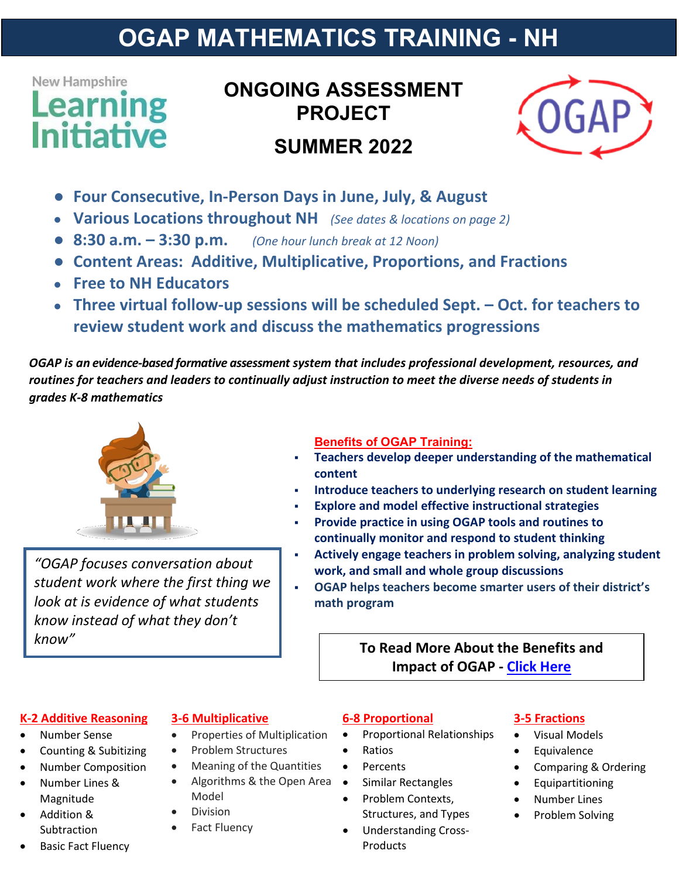# OGAP MATHEMATICS TRAINING - NH

New Hampshire Learning Initiative

## ONGOING ASSESSMENT PROJECT

## SUMMER 2022

OGAP

- **Four Consecutive, In-Person Days in June, July, & August**
- **Various Locations throughout NH** *(See dates & locations on page 2)*
- **8:30 a.m. – 3:30 p.m.** *(One hour lunch break at 12 Noon)*
- **Content Areas: Additive, Multiplicative, Proportions, and Fractions**
- **Free to NH Educators**
- **Three virtual follow-up sessions will be scheduled Sept. – Oct. for teachers to review student work and discuss the mathematics progressions**

***OGAP is an evidence-based formative assessment system that includes professional development, resources, and routines for teachers and leaders to continually adjust instruction to meet the diverse needs of students in grades K-8 mathematics***

> *"OGAP focuses conversation about student work where the first thing we look at is evidence of what students know instead of what they don't know"*

### Benefits of OGAP Training:

- **Teachers develop deeper understanding of the mathematical content**
- **Introduce teachers to underlying research on student learning**
- **Explore and model effective instructional strategies**
- **Provide practice in using OGAP tools and routines to continually monitor and respond to student thinking**
- **Actively engage teachers in problem solving, analyzing student work, and small and whole group discussions**
- **OGAP helps teachers become smarter users of their district's math program**

**To Read More About the Benefits and Impact of OGAP - Click Here**

### K-2 Additive Reasoning

- Number Sense
- Counting & Subitizing
- Number Composition
- Number Lines & Magnitude
- Addition & Subtraction
- Basic Fact Fluency

### 3-6 Multiplicative

- Properties of Multiplication
- Problem Structures
- Meaning of the Quantities
- Algorithms & the Open Area Model
- Division
- Fact Fluency

### 6-8 Proportional

- Proportional Relationships
- Ratios
- Percents
- Similar Rectangles
- Problem Contexts, Structures, and Types
- Understanding Cross-Products

### 3-5 Fractions

- Visual Models
- Equivalence
- Comparing & Ordering
- Equipartitioning
- Number Lines
- Problem Solving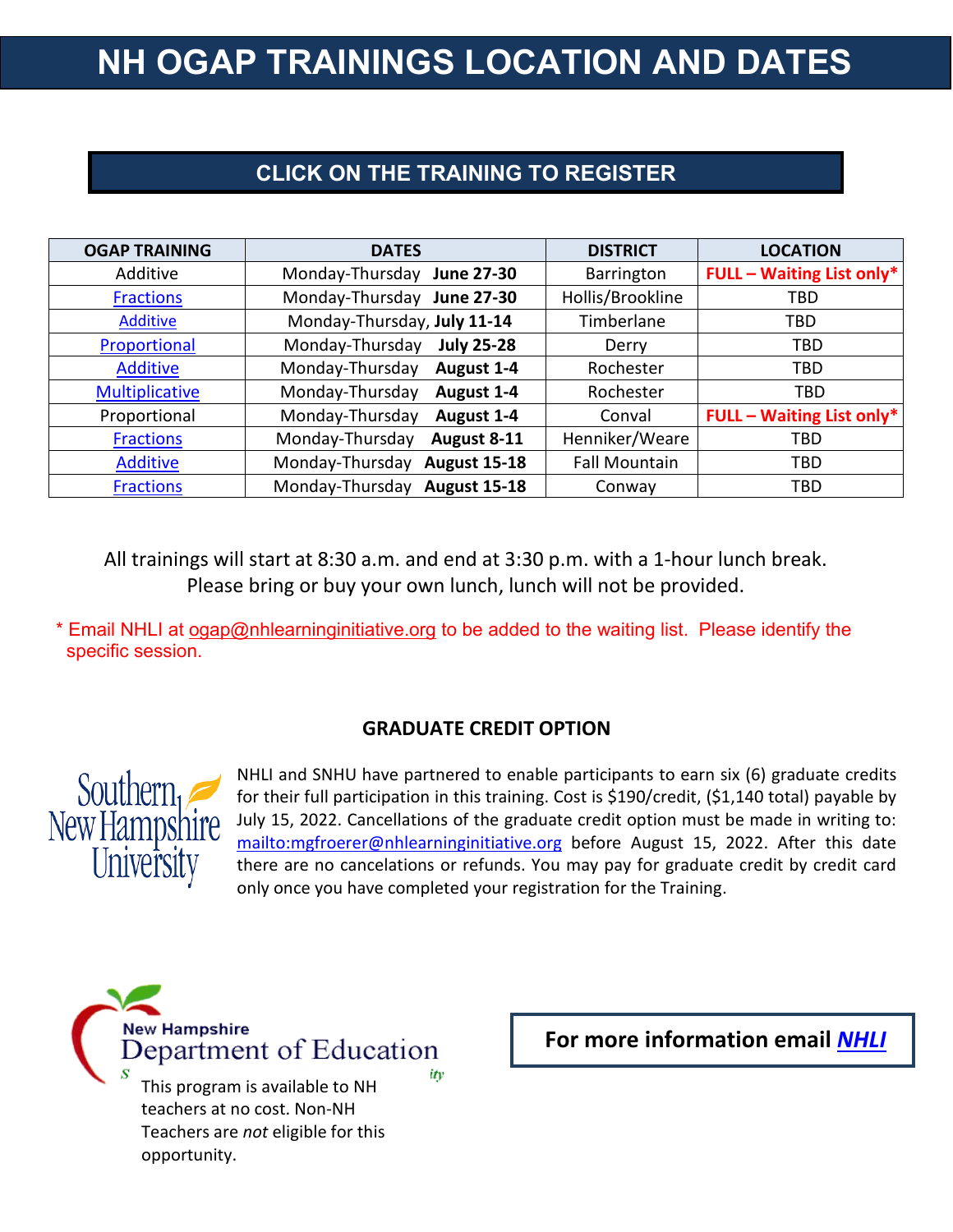# NH OGAP TRAININGS LOCATION AND DATES

## CLICK ON THE TRAINING TO REGISTER

| OGAP TRAINING | DATES | DISTRICT | LOCATION |
|---|---|---|---|
| Additive | Monday-Thursday **June 27-30** | Barrington | **FULL – Waiting List only*** |
| Fractions | Monday-Thursday **June 27-30** | Hollis/Brookline | TBD |
| Additive | Monday-Thursday, **July 11-14** | Timberlane | TBD |
| Proportional | Monday-Thursday **July 25-28** | Derry | TBD |
| Additive | Monday-Thursday **August 1-4** | Rochester | TBD |
| Multiplicative | Monday-Thursday **August 1-4** | Rochester | TBD |
| Proportional | Monday-Thursday **August 1-4** | Conval | **FULL – Waiting List only*** |
| Fractions | Monday-Thursday **August 8-11** | Henniker/Weare | TBD |
| Additive | Monday-Thursday **August 15-18** | Fall Mountain | TBD |
| Fractions | Monday-Thursday **August 15-18** | Conway | TBD |

All trainings will start at 8:30 a.m. and end at 3:30 p.m. with a 1-hour lunch break. Please bring or buy your own lunch, lunch will not be provided.

* Email NHLI at ogap@nhlearninginitiative.org to be added to the waiting list. Please identify the specific session.

### GRADUATE CREDIT OPTION

Southern New Hampshire University

NHLI and SNHU have partnered to enable participants to earn six (6) graduate credits for their full participation in this training. Cost is $190/credit, ($1,140 total) payable by July 15, 2022. Cancellations of the graduate credit option must be made in writing to: mailto:mgfroerer@nhlearninginitiative.org before August 15, 2022. After this date there are no cancelations or refunds. You may pay for graduate credit by credit card only once you have completed your registration for the Training.

New Hampshire Department of Education

This program is available to NH teachers at no cost. Non-NH Teachers are *not* eligible for this opportunity.

**For more information email *NHLI***